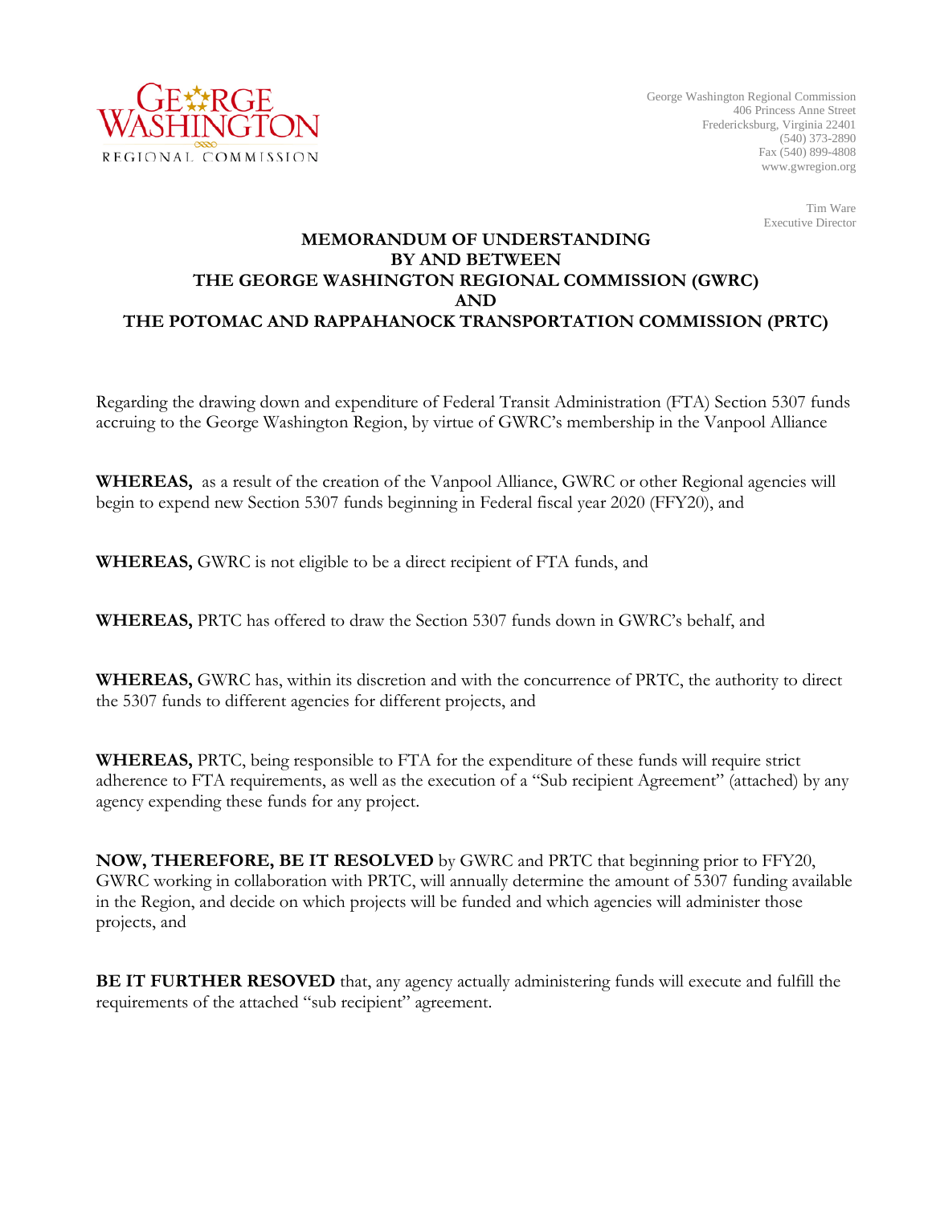George Washington Regional Commission
406 Princess Anne Street
Fredericksburg, Virginia 22401
(540) 373-2890
Fax (540) 899-4808
www.gwregion.org

Tim Ware
Executive Director

# MEMORANDUM OF UNDERSTANDING BY AND BETWEEN THE GEORGE WASHINGTON REGIONAL COMMISSION (GWRC) AND THE POTOMAC AND RAPPAHANOCK TRANSPORTATION COMMISSION (PRTC)

Regarding the drawing down and expenditure of Federal Transit Administration (FTA) Section 5307 funds accruing to the George Washington Region, by virtue of GWRC's membership in the Vanpool Alliance

**WHEREAS,** as a result of the creation of the Vanpool Alliance, GWRC or other Regional agencies will begin to expend new Section 5307 funds beginning in Federal fiscal year 2020 (FFY20), and

**WHEREAS,** GWRC is not eligible to be a direct recipient of FTA funds, and

**WHEREAS,** PRTC has offered to draw the Section 5307 funds down in GWRC's behalf, and

**WHEREAS,** GWRC has, within its discretion and with the concurrence of PRTC, the authority to direct the 5307 funds to different agencies for different projects, and

**WHEREAS,** PRTC, being responsible to FTA for the expenditure of these funds will require strict adherence to FTA requirements, as well as the execution of a "Sub recipient Agreement" (attached) by any agency expending these funds for any project.

**NOW, THEREFORE, BE IT RESOLVED** by GWRC and PRTC that beginning prior to FFY20, GWRC working in collaboration with PRTC, will annually determine the amount of 5307 funding available in the Region, and decide on which projects will be funded and which agencies will administer those projects, and

**BE IT FURTHER RESOVED** that, any agency actually administering funds will execute and fulfill the requirements of the attached "sub recipient" agreement.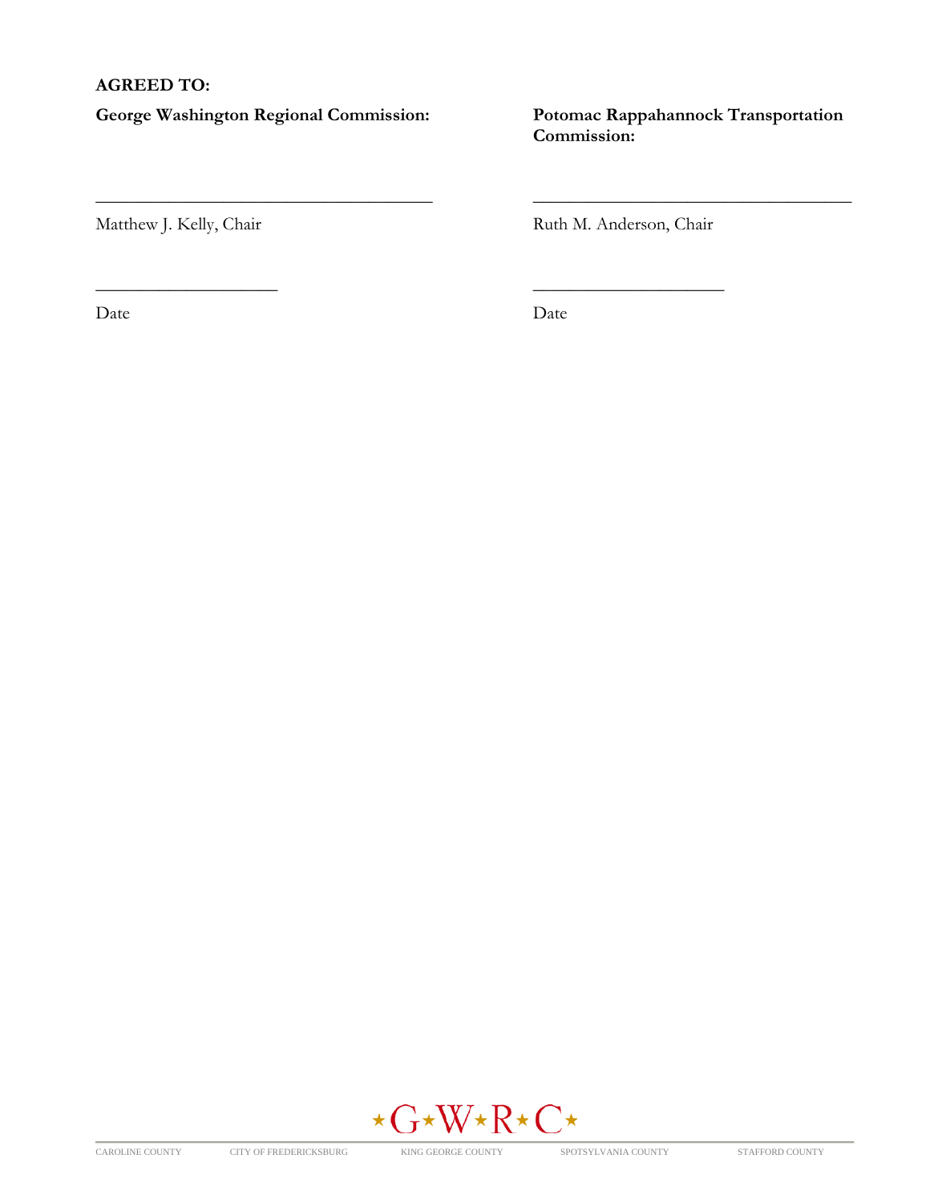**AGREED TO:**

**George Washington Regional Commission:**

\_\_\_\_\_\_\_\_\_\_\_\_\_\_\_\_\_\_\_\_\_\_\_\_\_\_\_\_\_\_\_\_\_\_\_\_\_\_\_

Matthew J. Kelly, Chair

\_\_\_\_\_\_\_\_\_\_\_\_\_\_\_\_\_\_\_\_\_

Date

**Potomac Rappahannock Transportation Commission:**

\_\_\_\_\_\_\_\_\_\_\_\_\_\_\_\_\_\_\_\_\_\_\_\_\_\_\_\_\_\_\_\_\_\_\_\_\_\_\_

Ruth M. Anderson, Chair

\_\_\_\_\_\_\_\_\_\_\_\_\_\_\_\_\_\_\_\_\_

Date